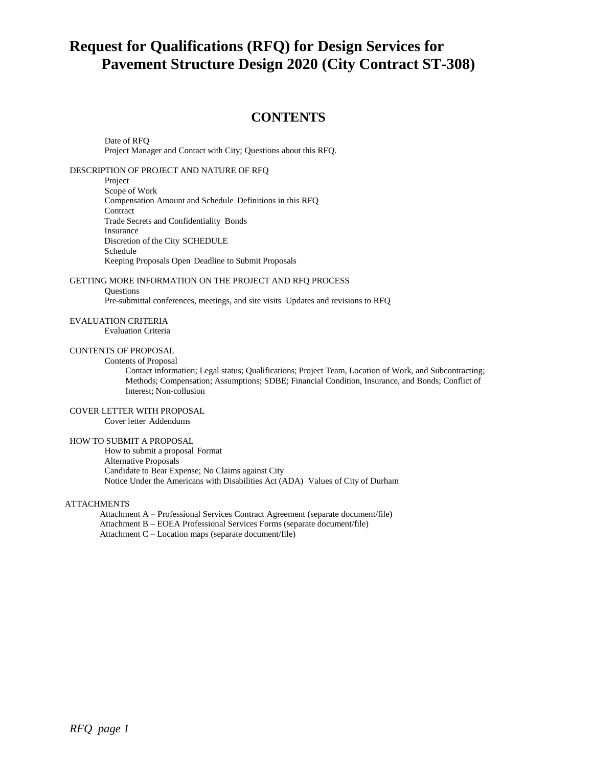# Request for Qualifications (RFQ) for Design Services for Pavement Structure Design 2020 (City Contract ST-308)

## CONTENTS

Date of RFQ
Project Manager and Contact with City; Questions about this RFQ.

DESCRIPTION OF PROJECT AND NATURE OF RFQ
- Project
- Scope of Work
- Compensation Amount and Schedule Definitions in this RFQ
- Contract
- Trade Secrets and Confidentiality Bonds
- Insurance
- Discretion of the City SCHEDULE
- Schedule
- Keeping Proposals Open Deadline to Submit Proposals

GETTING MORE INFORMATION ON THE PROJECT AND RFQ PROCESS
- Questions
- Pre-submittal conferences, meetings, and site visits Updates and revisions to RFQ

EVALUATION CRITERIA
- Evaluation Criteria

CONTENTS OF PROPOSAL
- Contents of Proposal
  - Contact information; Legal status; Qualifications; Project Team, Location of Work, and Subcontracting; Methods; Compensation; Assumptions; SDBE; Financial Condition, Insurance, and Bonds; Conflict of Interest; Non-collusion

COVER LETTER WITH PROPOSAL
- Cover letter Addendums

HOW TO SUBMIT A PROPOSAL
- How to submit a proposal Format
- Alternative Proposals
- Candidate to Bear Expense; No Claims against City
- Notice Under the Americans with Disabilities Act (ADA) Values of City of Durham

ATTACHMENTS
- Attachment A – Professional Services Contract Agreement (separate document/file)
- Attachment B – EOEA Professional Services Forms (separate document/file)
- Attachment C – Location maps (separate document/file)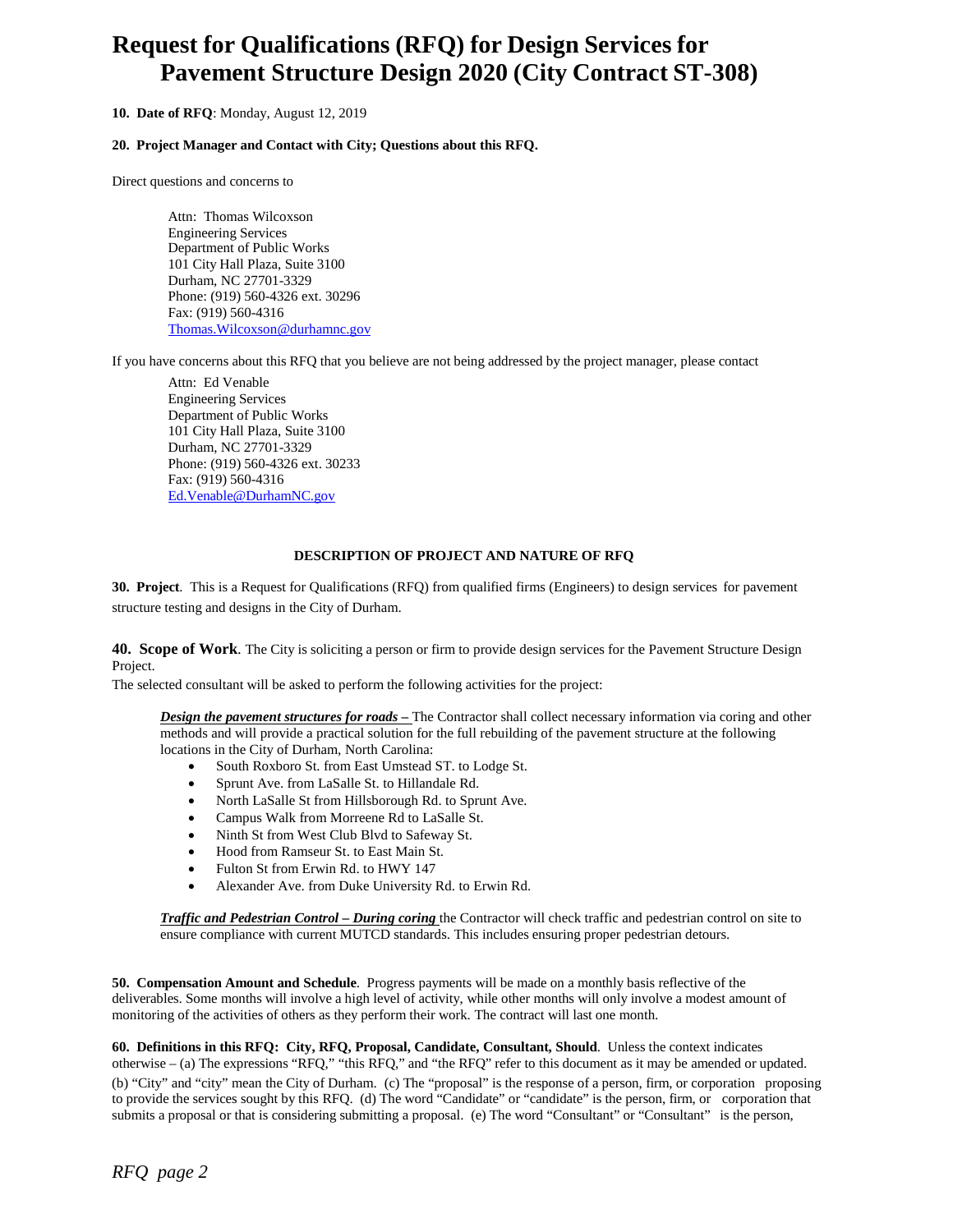# Request for Qualifications (RFQ) for Design Services for Pavement Structure Design 2020 (City Contract ST-308)

**10. Date of RFQ**: Monday, August 12, 2019

**20. Project Manager and Contact with City; Questions about this RFQ.**

Direct questions and concerns to

> Attn: Thomas Wilcoxson
> Engineering Services
> Department of Public Works
> 101 City Hall Plaza, Suite 3100
> Durham, NC 27701-3329
> Phone: (919) 560-4326 ext. 30296
> Fax: (919) 560-4316
> Thomas.Wilcoxson@durhamnc.gov

If you have concerns about this RFQ that you believe are not being addressed by the project manager, please contact

> Attn: Ed Venable
> Engineering Services
> Department of Public Works
> 101 City Hall Plaza, Suite 3100
> Durham, NC 27701-3329
> Phone: (919) 560-4326 ext. 30233
> Fax: (919) 560-4316
> Ed.Venable@DurhamNC.gov

## DESCRIPTION OF PROJECT AND NATURE OF RFQ

**30. Project**. This is a Request for Qualifications (RFQ) from qualified firms (Engineers) to design services for pavement structure testing and designs in the City of Durham.

**40. Scope of Work**. The City is soliciting a person or firm to provide design services for the Pavement Structure Design Project.
The selected consultant will be asked to perform the following activities for the project:

***Design the pavement structures for roads –*** The Contractor shall collect necessary information via coring and other methods and will provide a practical solution for the full rebuilding of the pavement structure at the following locations in the City of Durham, North Carolina:

- South Roxboro St. from East Umstead ST. to Lodge St.
- Sprunt Ave. from LaSalle St. to Hillandale Rd.
- North LaSalle St from Hillsborough Rd. to Sprunt Ave.
- Campus Walk from Morreene Rd to LaSalle St.
- Ninth St from West Club Blvd to Safeway St.
- Hood from Ramseur St. to East Main St.
- Fulton St from Erwin Rd. to HWY 147
- Alexander Ave. from Duke University Rd. to Erwin Rd.

***Traffic and Pedestrian Control – During coring*** the Contractor will check traffic and pedestrian control on site to ensure compliance with current MUTCD standards. This includes ensuring proper pedestrian detours.

**50. Compensation Amount and Schedule**. Progress payments will be made on a monthly basis reflective of the deliverables. Some months will involve a high level of activity, while other months will only involve a modest amount of monitoring of the activities of others as they perform their work. The contract will last one month.

**60. Definitions in this RFQ: City, RFQ, Proposal, Candidate, Consultant, Should**. Unless the context indicates otherwise – (a) The expressions "RFQ," "this RFQ," and "the RFQ" refer to this document as it may be amended or updated. (b) "City" and "city" mean the City of Durham. (c) The "proposal" is the response of a person, firm, or corporation proposing to provide the services sought by this RFQ. (d) The word "Candidate" or "candidate" is the person, firm, or corporation that submits a proposal or that is considering submitting a proposal. (e) The word "Consultant" or "Consultant" is the person,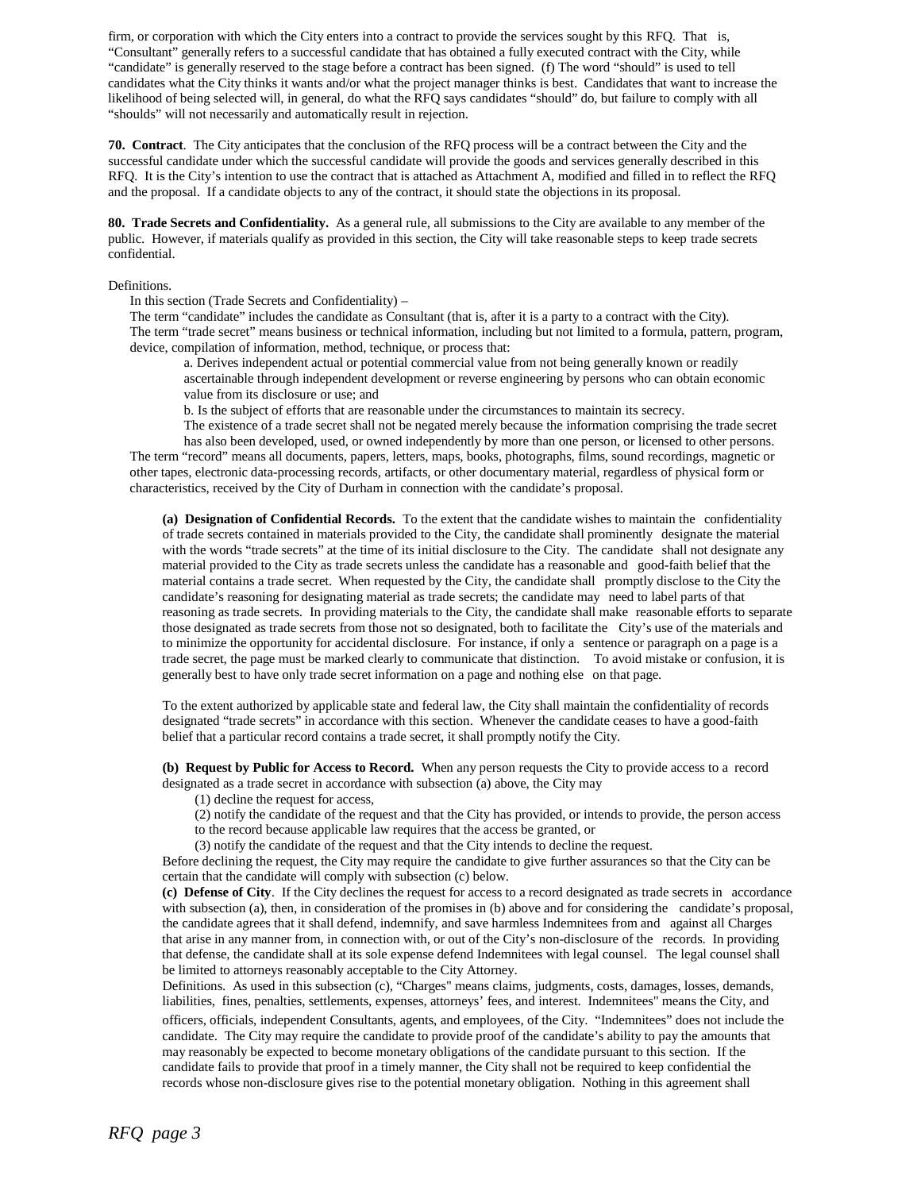firm, or corporation with which the City enters into a contract to provide the services sought by this RFQ. That is, "Consultant" generally refers to a successful candidate that has obtained a fully executed contract with the City, while "candidate" is generally reserved to the stage before a contract has been signed. (f) The word "should" is used to tell candidates what the City thinks it wants and/or what the project manager thinks is best. Candidates that want to increase the likelihood of being selected will, in general, do what the RFQ says candidates "should" do, but failure to comply with all "shoulds" will not necessarily and automatically result in rejection.

**70. Contract**. The City anticipates that the conclusion of the RFQ process will be a contract between the City and the successful candidate under which the successful candidate will provide the goods and services generally described in this RFQ. It is the City's intention to use the contract that is attached as Attachment A, modified and filled in to reflect the RFQ and the proposal. If a candidate objects to any of the contract, it should state the objections in its proposal.

**80. Trade Secrets and Confidentiality.** As a general rule, all submissions to the City are available to any member of the public. However, if materials qualify as provided in this section, the City will take reasonable steps to keep trade secrets confidential.

Definitions.

In this section (Trade Secrets and Confidentiality) –

The term "candidate" includes the candidate as Consultant (that is, after it is a party to a contract with the City).

The term "trade secret" means business or technical information, including but not limited to a formula, pattern, program, device, compilation of information, method, technique, or process that:

a. Derives independent actual or potential commercial value from not being generally known or readily ascertainable through independent development or reverse engineering by persons who can obtain economic value from its disclosure or use; and

b. Is the subject of efforts that are reasonable under the circumstances to maintain its secrecy.

The existence of a trade secret shall not be negated merely because the information comprising the trade secret has also been developed, used, or owned independently by more than one person, or licensed to other persons.

The term "record" means all documents, papers, letters, maps, books, photographs, films, sound recordings, magnetic or other tapes, electronic data-processing records, artifacts, or other documentary material, regardless of physical form or characteristics, received by the City of Durham in connection with the candidate's proposal.

**(a) Designation of Confidential Records.** To the extent that the candidate wishes to maintain the confidentiality of trade secrets contained in materials provided to the City, the candidate shall prominently designate the material with the words "trade secrets" at the time of its initial disclosure to the City. The candidate shall not designate any material provided to the City as trade secrets unless the candidate has a reasonable and good-faith belief that the material contains a trade secret. When requested by the City, the candidate shall promptly disclose to the City the candidate's reasoning for designating material as trade secrets; the candidate may need to label parts of that reasoning as trade secrets. In providing materials to the City, the candidate shall make reasonable efforts to separate those designated as trade secrets from those not so designated, both to facilitate the City's use of the materials and to minimize the opportunity for accidental disclosure. For instance, if only a sentence or paragraph on a page is a trade secret, the page must be marked clearly to communicate that distinction. To avoid mistake or confusion, it is generally best to have only trade secret information on a page and nothing else on that page.

To the extent authorized by applicable state and federal law, the City shall maintain the confidentiality of records designated "trade secrets" in accordance with this section. Whenever the candidate ceases to have a good-faith belief that a particular record contains a trade secret, it shall promptly notify the City.

**(b) Request by Public for Access to Record.** When any person requests the City to provide access to a record designated as a trade secret in accordance with subsection (a) above, the City may

(1) decline the request for access,

(2) notify the candidate of the request and that the City has provided, or intends to provide, the person access to the record because applicable law requires that the access be granted, or

(3) notify the candidate of the request and that the City intends to decline the request.

Before declining the request, the City may require the candidate to give further assurances so that the City can be certain that the candidate will comply with subsection (c) below.

**(c) Defense of City**. If the City declines the request for access to a record designated as trade secrets in accordance with subsection (a), then, in consideration of the promises in (b) above and for considering the candidate's proposal, the candidate agrees that it shall defend, indemnify, and save harmless Indemnitees from and against all Charges that arise in any manner from, in connection with, or out of the City's non-disclosure of the records. In providing that defense, the candidate shall at its sole expense defend Indemnitees with legal counsel. The legal counsel shall be limited to attorneys reasonably acceptable to the City Attorney.

Definitions. As used in this subsection (c), "Charges" means claims, judgments, costs, damages, losses, demands, liabilities, fines, penalties, settlements, expenses, attorneys' fees, and interest. Indemnitees" means the City, and officers, officials, independent Consultants, agents, and employees, of the City. "Indemnitees" does not include the candidate. The City may require the candidate to provide proof of the candidate's ability to pay the amounts that may reasonably be expected to become monetary obligations of the candidate pursuant to this section. If the candidate fails to provide that proof in a timely manner, the City shall not be required to keep confidential the records whose non-disclosure gives rise to the potential monetary obligation. Nothing in this agreement shall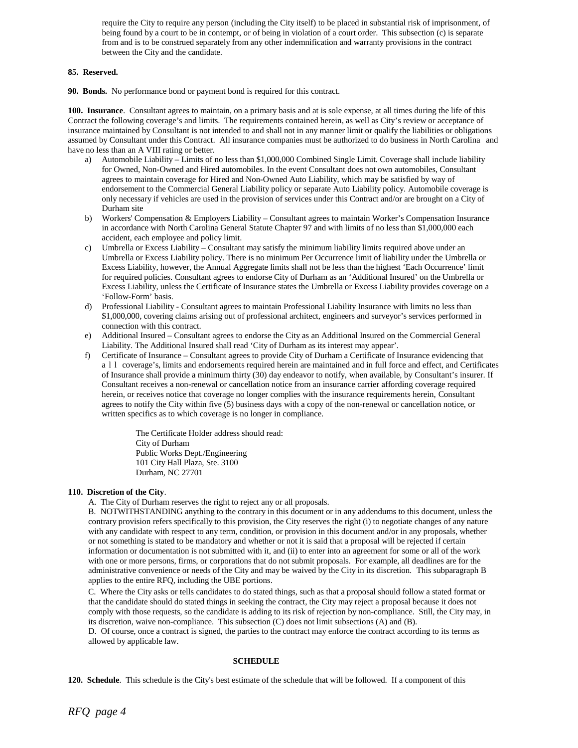require the City to require any person (including the City itself) to be placed in substantial risk of imprisonment, of being found by a court to be in contempt, or of being in violation of a court order. This subsection (c) is separate from and is to be construed separately from any other indemnification and warranty provisions in the contract between the City and the candidate.

**85. Reserved.**

**90. Bonds.** No performance bond or payment bond is required for this contract.

**100. Insurance**. Consultant agrees to maintain, on a primary basis and at is sole expense, at all times during the life of this Contract the following coverage's and limits. The requirements contained herein, as well as City's review or acceptance of insurance maintained by Consultant is not intended to and shall not in any manner limit or qualify the liabilities or obligations assumed by Consultant under this Contract. All insurance companies must be authorized to do business in North Carolina and have no less than an A VIII rating or better.

a) Automobile Liability – Limits of no less than $1,000,000 Combined Single Limit. Coverage shall include liability for Owned, Non-Owned and Hired automobiles. In the event Consultant does not own automobiles, Consultant agrees to maintain coverage for Hired and Non-Owned Auto Liability, which may be satisfied by way of endorsement to the Commercial General Liability policy or separate Auto Liability policy. Automobile coverage is only necessary if vehicles are used in the provision of services under this Contract and/or are brought on a City of Durham site

b) Workers' Compensation & Employers Liability – Consultant agrees to maintain Worker's Compensation Insurance in accordance with North Carolina General Statute Chapter 97 and with limits of no less than $1,000,000 each accident, each employee and policy limit.

c) Umbrella or Excess Liability – Consultant may satisfy the minimum liability limits required above under an Umbrella or Excess Liability policy. There is no minimum Per Occurrence limit of liability under the Umbrella or Excess Liability, however, the Annual Aggregate limits shall not be less than the highest 'Each Occurrence' limit for required policies. Consultant agrees to endorse City of Durham as an 'Additional Insured' on the Umbrella or Excess Liability, unless the Certificate of Insurance states the Umbrella or Excess Liability provides coverage on a 'Follow-Form' basis.

d) Professional Liability - Consultant agrees to maintain Professional Liability Insurance with limits no less than $1,000,000, covering claims arising out of professional architect, engineers and surveyor's services performed in connection with this contract.

e) Additional Insured – Consultant agrees to endorse the City as an Additional Insured on the Commercial General Liability. The Additional Insured shall read 'City of Durham as its interest may appear'.

f) Certificate of Insurance – Consultant agrees to provide City of Durham a Certificate of Insurance evidencing that all coverage's, limits and endorsements required herein are maintained and in full force and effect, and Certificates of Insurance shall provide a minimum thirty (30) day endeavor to notify, when available, by Consultant's insurer. If Consultant receives a non-renewal or cancellation notice from an insurance carrier affording coverage required herein, or receives notice that coverage no longer complies with the insurance requirements herein, Consultant agrees to notify the City within five (5) business days with a copy of the non-renewal or cancellation notice, or written specifics as to which coverage is no longer in compliance.

    The Certificate Holder address should read:
    City of Durham
    Public Works Dept./Engineering
    101 City Hall Plaza, Ste. 3100
    Durham, NC 27701

**110. Discretion of the City**.

A. The City of Durham reserves the right to reject any or all proposals.

B. NOTWITHSTANDING anything to the contrary in this document or in any addendums to this document, unless the contrary provision refers specifically to this provision, the City reserves the right (i) to negotiate changes of any nature with any candidate with respect to any term, condition, or provision in this document and/or in any proposals, whether or not something is stated to be mandatory and whether or not it is said that a proposal will be rejected if certain information or documentation is not submitted with it, and (ii) to enter into an agreement for some or all of the work with one or more persons, firms, or corporations that do not submit proposals. For example, all deadlines are for the administrative convenience or needs of the City and may be waived by the City in its discretion. This subparagraph B applies to the entire RFQ, including the UBE portions.

C. Where the City asks or tells candidates to do stated things, such as that a proposal should follow a stated format or that the candidate should do stated things in seeking the contract, the City may reject a proposal because it does not comply with those requests, so the candidate is adding to its risk of rejection by non-compliance. Still, the City may, in its discretion, waive non-compliance. This subsection (C) does not limit subsections (A) and (B).

D. Of course, once a contract is signed, the parties to the contract may enforce the contract according to its terms as allowed by applicable law.

**SCHEDULE**

**120. Schedule**. This schedule is the City's best estimate of the schedule that will be followed. If a component of this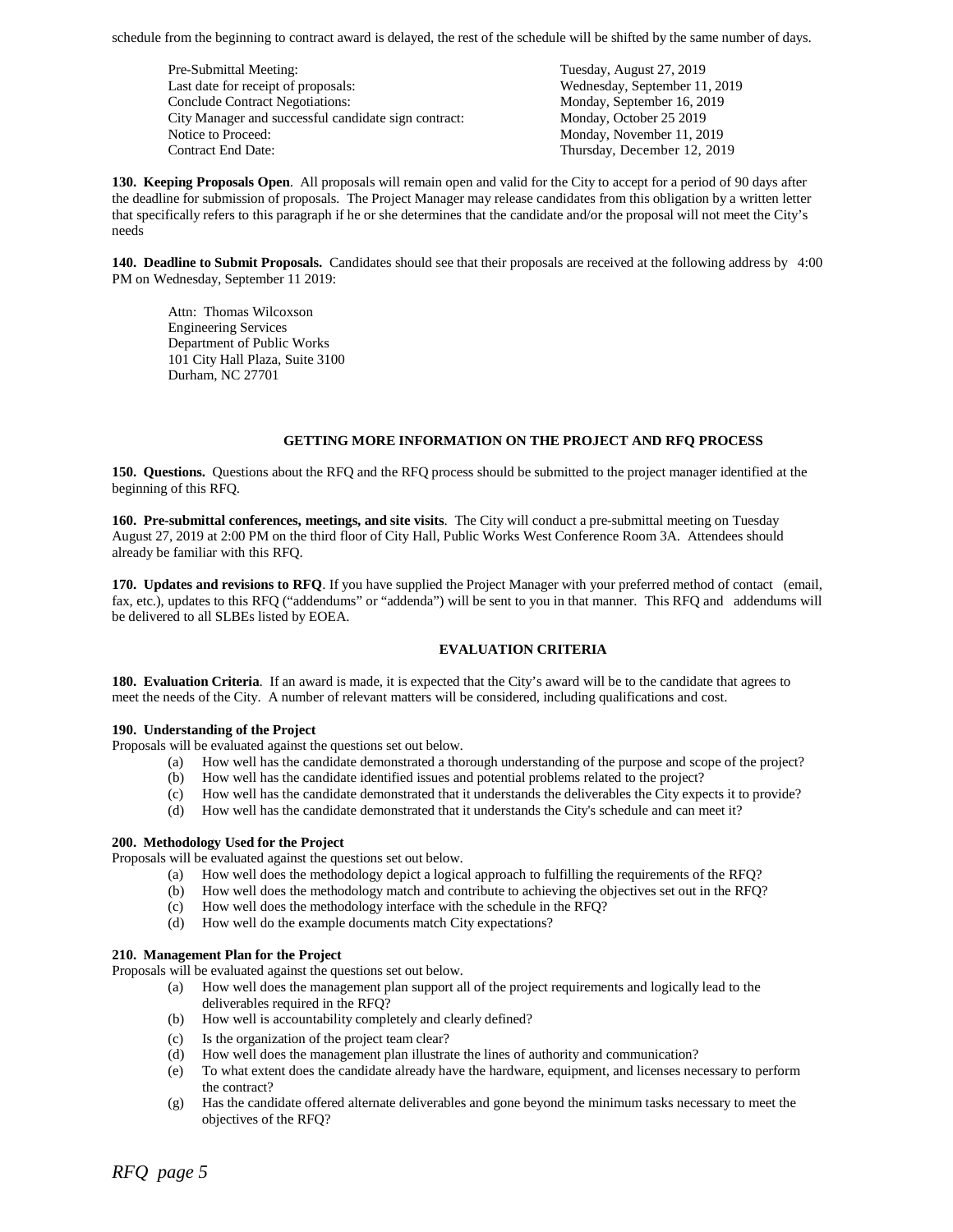schedule from the beginning to contract award is delayed, the rest of the schedule will be shifted by the same number of days.

| | |
|---|---|
| Pre-Submittal Meeting: | Tuesday, August 27, 2019 |
| Last date for receipt of proposals: | Wednesday, September 11, 2019 |
| Conclude Contract Negotiations: | Monday, September 16, 2019 |
| City Manager and successful candidate sign contract: | Monday, October 25 2019 |
| Notice to Proceed: | Monday, November 11, 2019 |
| Contract End Date: | Thursday, December 12, 2019 |

**130. Keeping Proposals Open**. All proposals will remain open and valid for the City to accept for a period of 90 days after the deadline for submission of proposals. The Project Manager may release candidates from this obligation by a written letter that specifically refers to this paragraph if he or she determines that the candidate and/or the proposal will not meet the City's needs

**140. Deadline to Submit Proposals.** Candidates should see that their proposals are received at the following address by 4:00 PM on Wednesday, September 11 2019:

Attn: Thomas Wilcoxson
Engineering Services
Department of Public Works
101 City Hall Plaza, Suite 3100
Durham, NC 27701

## GETTING MORE INFORMATION ON THE PROJECT AND RFQ PROCESS

**150. Questions.** Questions about the RFQ and the RFQ process should be submitted to the project manager identified at the beginning of this RFQ.

**160. Pre-submittal conferences, meetings, and site visits**. The City will conduct a pre-submittal meeting on Tuesday August 27, 2019 at 2:00 PM on the third floor of City Hall, Public Works West Conference Room 3A. Attendees should already be familiar with this RFQ.

**170. Updates and revisions to RFQ**. If you have supplied the Project Manager with your preferred method of contact (email, fax, etc.), updates to this RFQ ("addendums" or "addenda") will be sent to you in that manner. This RFQ and addendums will be delivered to all SLBEs listed by EOEA.

## EVALUATION CRITERIA

**180. Evaluation Criteria**. If an award is made, it is expected that the City's award will be to the candidate that agrees to meet the needs of the City. A number of relevant matters will be considered, including qualifications and cost.

**190. Understanding of the Project**

Proposals will be evaluated against the questions set out below.

(a) How well has the candidate demonstrated a thorough understanding of the purpose and scope of the project?
(b) How well has the candidate identified issues and potential problems related to the project?
(c) How well has the candidate demonstrated that it understands the deliverables the City expects it to provide?
(d) How well has the candidate demonstrated that it understands the City's schedule and can meet it?

**200. Methodology Used for the Project**

Proposals will be evaluated against the questions set out below.

(a) How well does the methodology depict a logical approach to fulfilling the requirements of the RFQ?
(b) How well does the methodology match and contribute to achieving the objectives set out in the RFQ?
(c) How well does the methodology interface with the schedule in the RFQ?
(d) How well do the example documents match City expectations?

**210. Management Plan for the Project**

Proposals will be evaluated against the questions set out below.

(a) How well does the management plan support all of the project requirements and logically lead to the deliverables required in the RFQ?
(b) How well is accountability completely and clearly defined?
(c) Is the organization of the project team clear?
(d) How well does the management plan illustrate the lines of authority and communication?
(e) To what extent does the candidate already have the hardware, equipment, and licenses necessary to perform the contract?
(g) Has the candidate offered alternate deliverables and gone beyond the minimum tasks necessary to meet the objectives of the RFQ?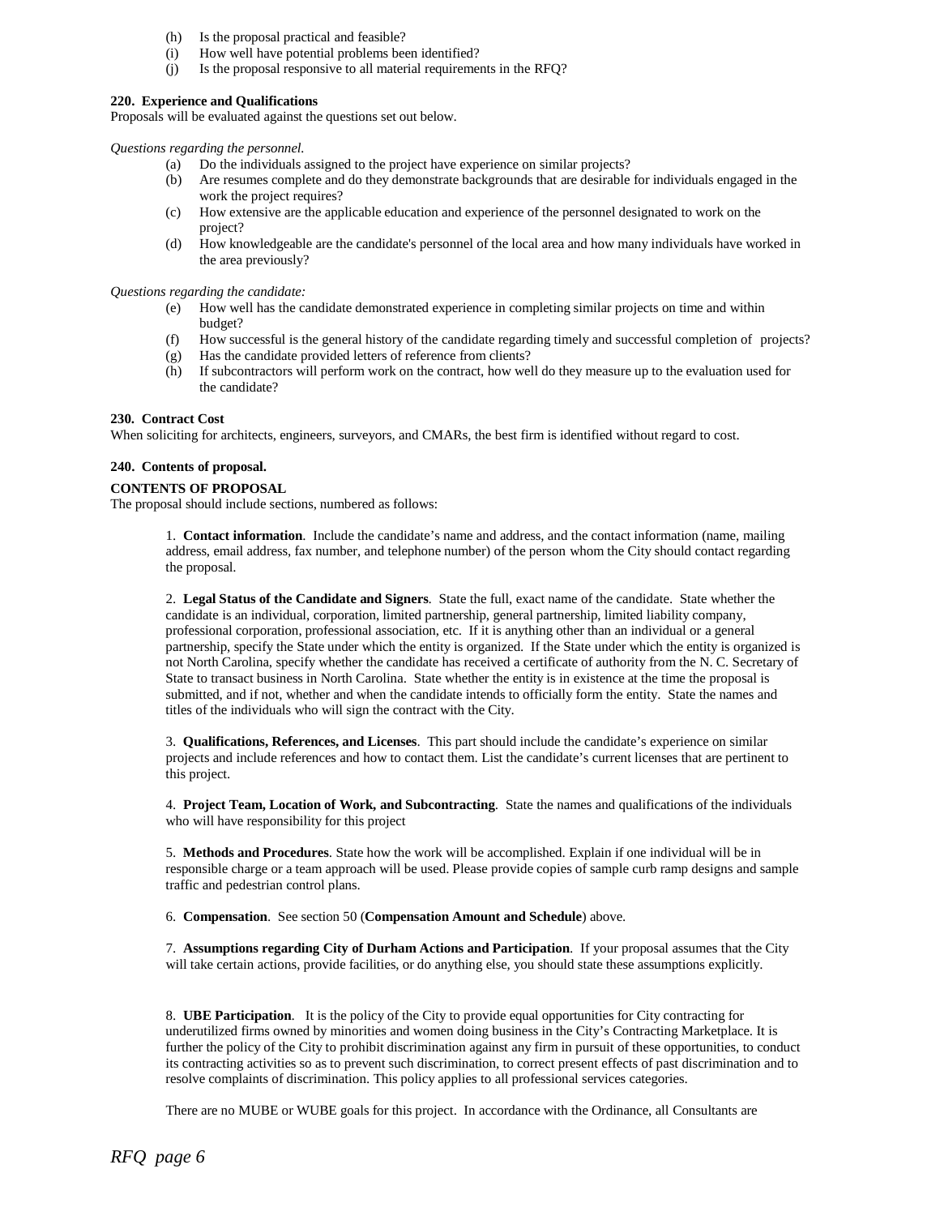(h) Is the proposal practical and feasible?
(i) How well have potential problems been identified?
(j) Is the proposal responsive to all material requirements in the RFQ?

**220. Experience and Qualifications**
Proposals will be evaluated against the questions set out below.

*Questions regarding the personnel.*

(a) Do the individuals assigned to the project have experience on similar projects?
(b) Are resumes complete and do they demonstrate backgrounds that are desirable for individuals engaged in the work the project requires?
(c) How extensive are the applicable education and experience of the personnel designated to work on the project?
(d) How knowledgeable are the candidate's personnel of the local area and how many individuals have worked in the area previously?

*Questions regarding the candidate:*

(e) How well has the candidate demonstrated experience in completing similar projects on time and within budget?
(f) How successful is the general history of the candidate regarding timely and successful completion of projects?
(g) Has the candidate provided letters of reference from clients?
(h) If subcontractors will perform work on the contract, how well do they measure up to the evaluation used for the candidate?

**230. Contract Cost**
When soliciting for architects, engineers, surveyors, and CMARs, the best firm is identified without regard to cost.

**240. Contents of proposal.**

**CONTENTS OF PROPOSAL**
The proposal should include sections, numbered as follows:

1. **Contact information**. Include the candidate's name and address, and the contact information (name, mailing address, email address, fax number, and telephone number) of the person whom the City should contact regarding the proposal.

2. **Legal Status of the Candidate and Signers**. State the full, exact name of the candidate. State whether the candidate is an individual, corporation, limited partnership, general partnership, limited liability company, professional corporation, professional association, etc. If it is anything other than an individual or a general partnership, specify the State under which the entity is organized. If the State under which the entity is organized is not North Carolina, specify whether the candidate has received a certificate of authority from the N. C. Secretary of State to transact business in North Carolina. State whether the entity is in existence at the time the proposal is submitted, and if not, whether and when the candidate intends to officially form the entity. State the names and titles of the individuals who will sign the contract with the City.

3. **Qualifications, References, and Licenses**. This part should include the candidate's experience on similar projects and include references and how to contact them. List the candidate's current licenses that are pertinent to this project.

4. **Project Team, Location of Work, and Subcontracting**. State the names and qualifications of the individuals who will have responsibility for this project

5. **Methods and Procedures**. State how the work will be accomplished. Explain if one individual will be in responsible charge or a team approach will be used. Please provide copies of sample curb ramp designs and sample traffic and pedestrian control plans.

6. **Compensation**. See section 50 (**Compensation Amount and Schedule**) above.

7. **Assumptions regarding City of Durham Actions and Participation**. If your proposal assumes that the City will take certain actions, provide facilities, or do anything else, you should state these assumptions explicitly.

8. **UBE Participation**. It is the policy of the City to provide equal opportunities for City contracting for underutilized firms owned by minorities and women doing business in the City's Contracting Marketplace. It is further the policy of the City to prohibit discrimination against any firm in pursuit of these opportunities, to conduct its contracting activities so as to prevent such discrimination, to correct present effects of past discrimination and to resolve complaints of discrimination. This policy applies to all professional services categories.

There are no MUBE or WUBE goals for this project. In accordance with the Ordinance, all Consultants are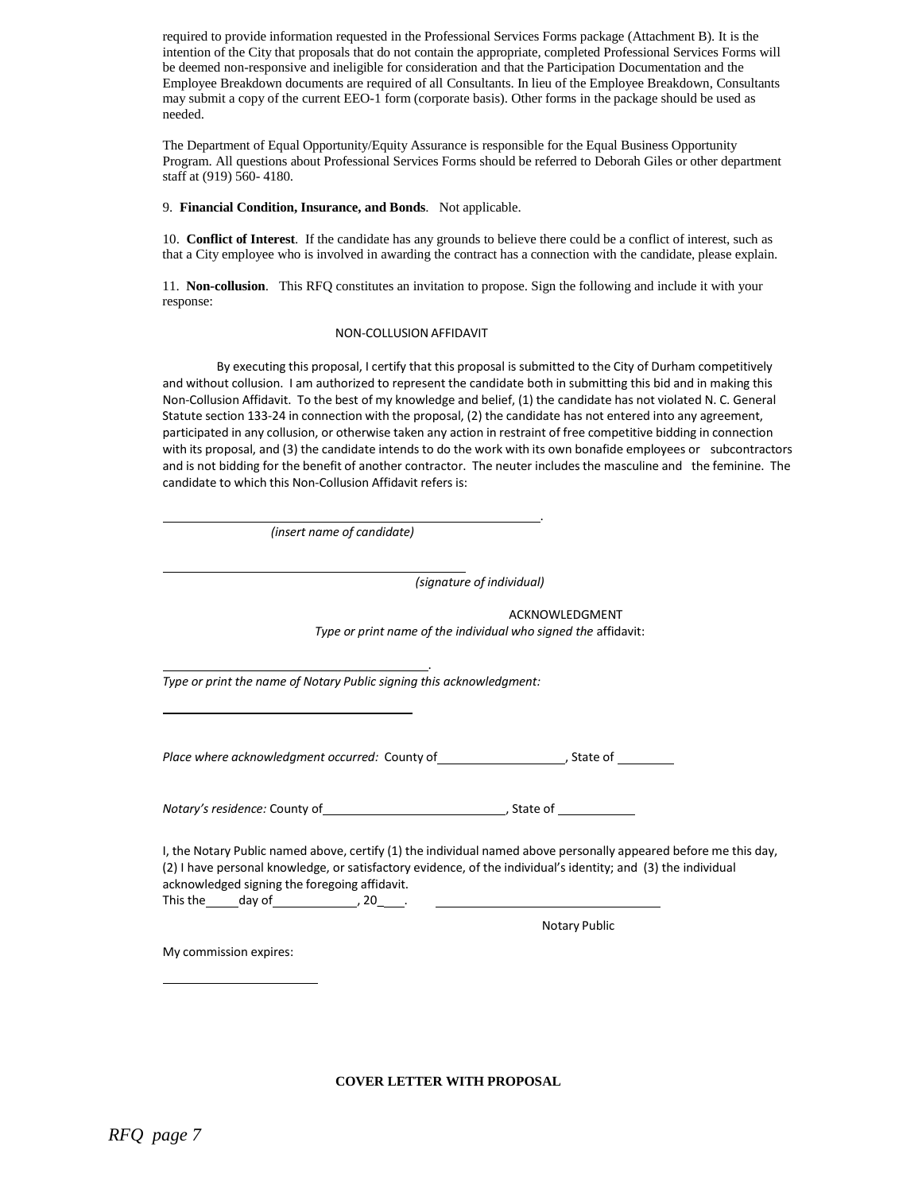required to provide information requested in the Professional Services Forms package (Attachment B). It is the intention of the City that proposals that do not contain the appropriate, completed Professional Services Forms will be deemed non-responsive and ineligible for consideration and that the Participation Documentation and the Employee Breakdown documents are required of all Consultants. In lieu of the Employee Breakdown, Consultants may submit a copy of the current EEO-1 form (corporate basis). Other forms in the package should be used as needed.

The Department of Equal Opportunity/Equity Assurance is responsible for the Equal Business Opportunity Program. All questions about Professional Services Forms should be referred to Deborah Giles or other department staff at (919) 560- 4180.

9. **Financial Condition, Insurance, and Bonds**. Not applicable.

10. **Conflict of Interest**. If the candidate has any grounds to believe there could be a conflict of interest, such as that a City employee who is involved in awarding the contract has a connection with the candidate, please explain.

11. **Non-collusion**. This RFQ constitutes an invitation to propose. Sign the following and include it with your response:

NON-COLLUSION AFFIDAVIT

By executing this proposal, I certify that this proposal is submitted to the City of Durham competitively and without collusion. I am authorized to represent the candidate both in submitting this bid and in making this Non-Collusion Affidavit. To the best of my knowledge and belief, (1) the candidate has not violated N. C. General Statute section 133-24 in connection with the proposal, (2) the candidate has not entered into any agreement, participated in any collusion, or otherwise taken any action in restraint of free competitive bidding in connection with its proposal, and (3) the candidate intends to do the work with its own bonafide employees or subcontractors and is not bidding for the benefit of another contractor. The neuter includes the masculine and the feminine. The candidate to which this Non-Collusion Affidavit refers is:

______________________________________________.
*(insert name of candidate)*

______________________________________________
*(signature of individual)*

ACKNOWLEDGMENT

*Type or print name of the individual who signed the* affidavit:

______________________________________.

*Type or print the name of Notary Public signing this acknowledgment:*

______________________________________

*Place where acknowledgment occurred:* County of__________________, State of ________

*Notary's residence:* County of__________________________, State of ___________

I, the Notary Public named above, certify (1) the individual named above personally appeared before me this day, (2) I have personal knowledge, or satisfactory evidence, of the individual's identity; and (3) the individual acknowledged signing the foregoing affidavit.

This the_____day of____________, 20___.        ________________________________

Notary Public

My commission expires:

______________________

**COVER LETTER WITH PROPOSAL**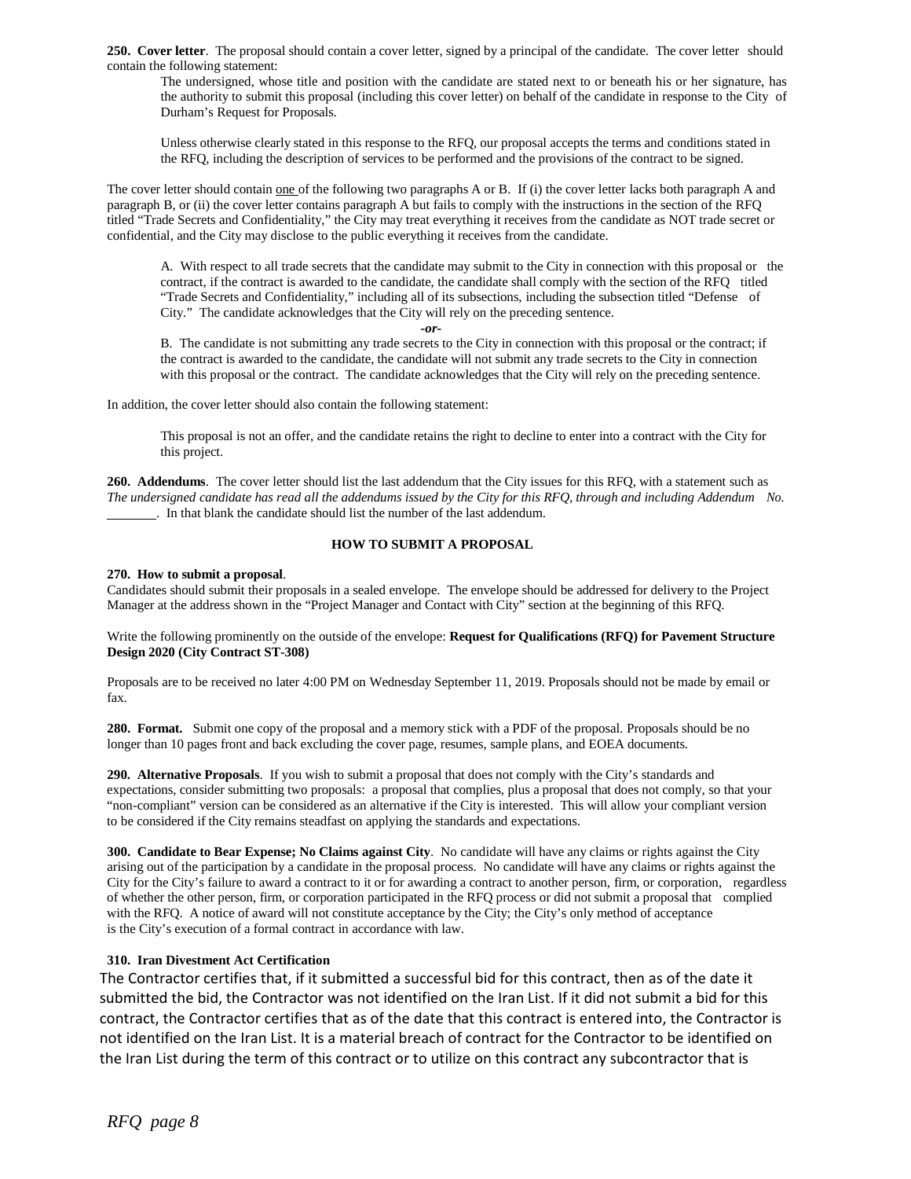**250. Cover letter**. The proposal should contain a cover letter, signed by a principal of the candidate. The cover letter should contain the following statement:

> The undersigned, whose title and position with the candidate are stated next to or beneath his or her signature, has the authority to submit this proposal (including this cover letter) on behalf of the candidate in response to the City of Durham's Request for Proposals.
>
> Unless otherwise clearly stated in this response to the RFQ, our proposal accepts the terms and conditions stated in the RFQ, including the description of services to be performed and the provisions of the contract to be signed.

The cover letter should contain one of the following two paragraphs A or B. If (i) the cover letter lacks both paragraph A and paragraph B, or (ii) the cover letter contains paragraph A but fails to comply with the instructions in the section of the RFQ titled "Trade Secrets and Confidentiality," the City may treat everything it receives from the candidate as NOT trade secret or confidential, and the City may disclose to the public everything it receives from the candidate.

> A. With respect to all trade secrets that the candidate may submit to the City in connection with this proposal or the contract, if the contract is awarded to the candidate, the candidate shall comply with the section of the RFQ titled "Trade Secrets and Confidentiality," including all of its subsections, including the subsection titled "Defense of City." The candidate acknowledges that the City will rely on the preceding sentence.
>
> *-or-*
>
> B. The candidate is not submitting any trade secrets to the City in connection with this proposal or the contract; if the contract is awarded to the candidate, the candidate will not submit any trade secrets to the City in connection with this proposal or the contract. The candidate acknowledges that the City will rely on the preceding sentence.

In addition, the cover letter should also contain the following statement:

> This proposal is not an offer, and the candidate retains the right to decline to enter into a contract with the City for this project.

**260. Addendums**. The cover letter should list the last addendum that the City issues for this RFQ, with a statement such as *The undersigned candidate has read all the addendums issued by the City for this RFQ, through and including Addendum No.* ________. In that blank the candidate should list the number of the last addendum.

## HOW TO SUBMIT A PROPOSAL

**270. How to submit a proposal**.
Candidates should submit their proposals in a sealed envelope. The envelope should be addressed for delivery to the Project Manager at the address shown in the "Project Manager and Contact with City" section at the beginning of this RFQ.

Write the following prominently on the outside of the envelope: **Request for Qualifications (RFQ) for Pavement Structure Design 2020 (City Contract ST-308)**

Proposals are to be received no later 4:00 PM on Wednesday September 11, 2019. Proposals should not be made by email or fax.

**280. Format.** Submit one copy of the proposal and a memory stick with a PDF of the proposal. Proposals should be no longer than 10 pages front and back excluding the cover page, resumes, sample plans, and EOEA documents.

**290. Alternative Proposals**. If you wish to submit a proposal that does not comply with the City's standards and expectations, consider submitting two proposals: a proposal that complies, plus a proposal that does not comply, so that your "non-compliant" version can be considered as an alternative if the City is interested. This will allow your compliant version to be considered if the City remains steadfast on applying the standards and expectations.

**300. Candidate to Bear Expense; No Claims against City**. No candidate will have any claims or rights against the City arising out of the participation by a candidate in the proposal process. No candidate will have any claims or rights against the City for the City's failure to award a contract to it or for awarding a contract to another person, firm, or corporation, regardless of whether the other person, firm, or corporation participated in the RFQ process or did not submit a proposal that complied with the RFQ. A notice of award will not constitute acceptance by the City; the City's only method of acceptance is the City's execution of a formal contract in accordance with law.

**310. Iran Divestment Act Certification**

The Contractor certifies that, if it submitted a successful bid for this contract, then as of the date it submitted the bid, the Contractor was not identified on the Iran List. If it did not submit a bid for this contract, the Contractor certifies that as of the date that this contract is entered into, the Contractor is not identified on the Iran List. It is a material breach of contract for the Contractor to be identified on the Iran List during the term of this contract or to utilize on this contract any subcontractor that is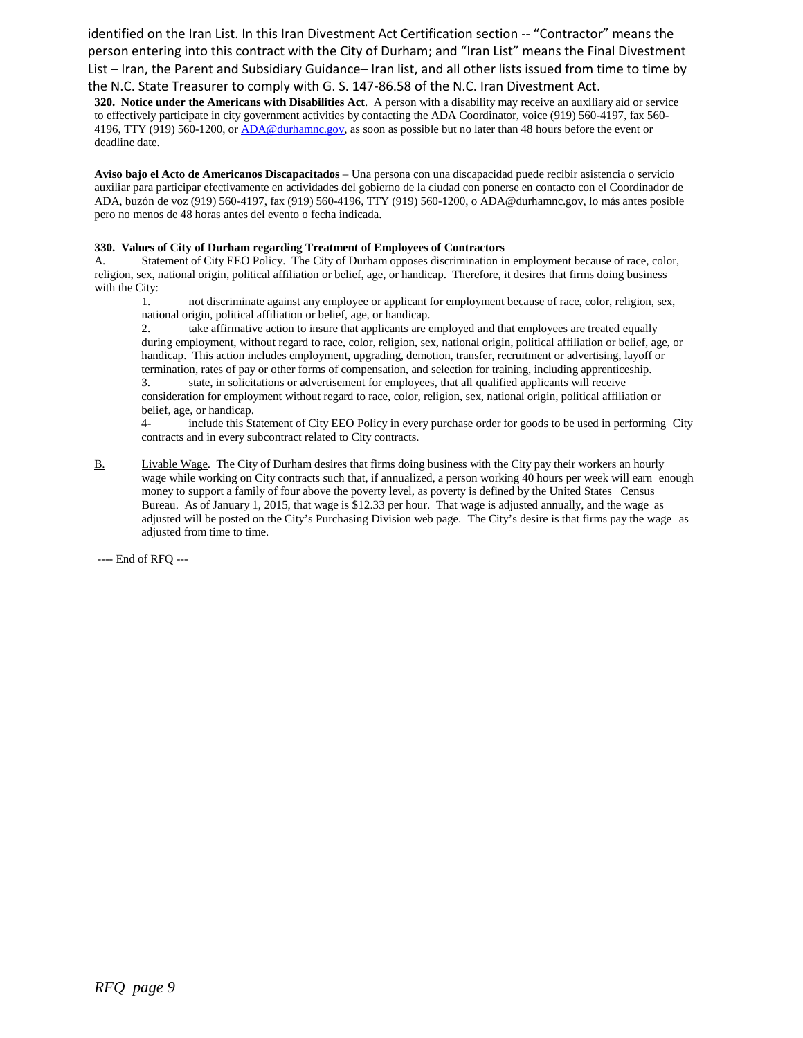identified on the Iran List. In this Iran Divestment Act Certification section -- "Contractor" means the person entering into this contract with the City of Durham; and "Iran List" means the Final Divestment List – Iran, the Parent and Subsidiary Guidance– Iran list, and all other lists issued from time to time by the N.C. State Treasurer to comply with G. S. 147-86.58 of the N.C. Iran Divestment Act.

**320. Notice under the Americans with Disabilities Act**. A person with a disability may receive an auxiliary aid or service to effectively participate in city government activities by contacting the ADA Coordinator, voice (919) 560-4197, fax 560-4196, TTY (919) 560-1200, or ADA@durhamnc.gov, as soon as possible but no later than 48 hours before the event or deadline date.

**Aviso bajo el Acto de Americanos Discapacitados** – Una persona con una discapacidad puede recibir asistencia o servicio auxiliar para participar efectivamente en actividades del gobierno de la ciudad con ponerse en contacto con el Coordinador de ADA, buzón de voz (919) 560-4197, fax (919) 560-4196, TTY (919) 560-1200, o ADA@durhamnc.gov, lo más antes posible pero no menos de 48 horas antes del evento o fecha indicada.

**330. Values of City of Durham regarding Treatment of Employees of Contractors**

A. Statement of City EEO Policy. The City of Durham opposes discrimination in employment because of race, color, religion, sex, national origin, political affiliation or belief, age, or handicap. Therefore, it desires that firms doing business with the City:

1. not discriminate against any employee or applicant for employment because of race, color, religion, sex, national origin, political affiliation or belief, age, or handicap.
2. take affirmative action to insure that applicants are employed and that employees are treated equally during employment, without regard to race, color, religion, sex, national origin, political affiliation or belief, age, or handicap. This action includes employment, upgrading, demotion, transfer, recruitment or advertising, layoff or termination, rates of pay or other forms of compensation, and selection for training, including apprenticeship.
3. state, in solicitations or advertisement for employees, that all qualified applicants will receive consideration for employment without regard to race, color, religion, sex, national origin, political affiliation or belief, age, or handicap.
4- include this Statement of City EEO Policy in every purchase order for goods to be used in performing City contracts and in every subcontract related to City contracts.

B. Livable Wage. The City of Durham desires that firms doing business with the City pay their workers an hourly wage while working on City contracts such that, if annualized, a person working 40 hours per week will earn enough money to support a family of four above the poverty level, as poverty is defined by the United States Census Bureau. As of January 1, 2015, that wage is $12.33 per hour. That wage is adjusted annually, and the wage as adjusted will be posted on the City's Purchasing Division web page. The City's desire is that firms pay the wage as adjusted from time to time.

---- End of RFQ ---